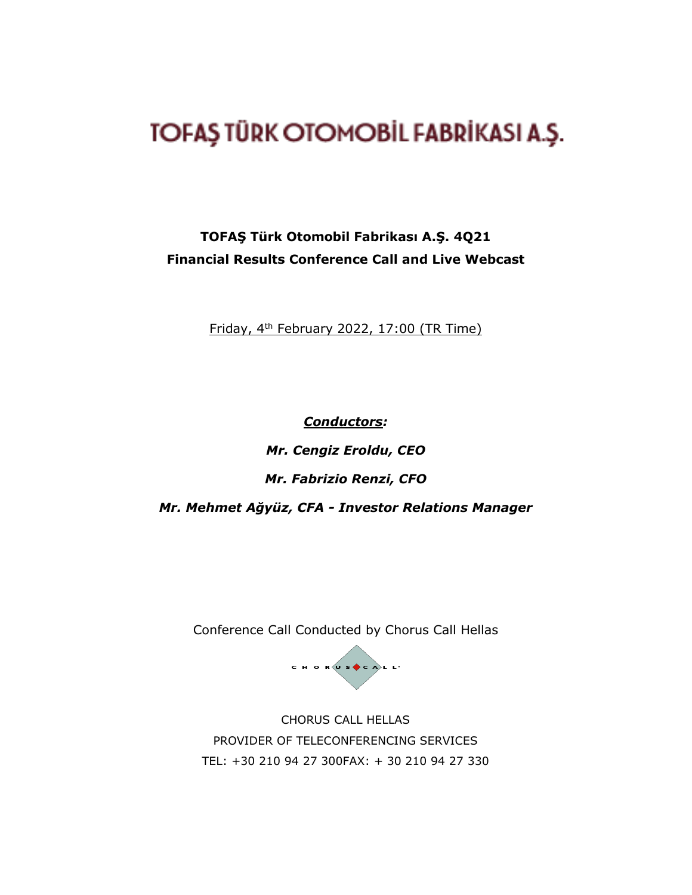# TOFAŞ TÜRK OTOMOBİL FABRİKASI A.Ş.

**TOFAŞ Türk Otomobil Fabrikası A.Ş. 4Q21**
**Financial Results Conference Call and Live Webcast**

Friday, 4th February 2022, 17:00 (TR Time)

***Conductors:***

***Mr. Cengiz Eroldu, CEO***

***Mr. Fabrizio Renzi, CFO***

***Mr. Mehmet Ağyüz, CFA - Investor Relations Manager***

Conference Call Conducted by Chorus Call Hellas

CHORUS CALL HELLAS
PROVIDER OF TELECONFERENCING SERVICES
TEL: +30 210 94 27 300FAX: + 30 210 94 27 330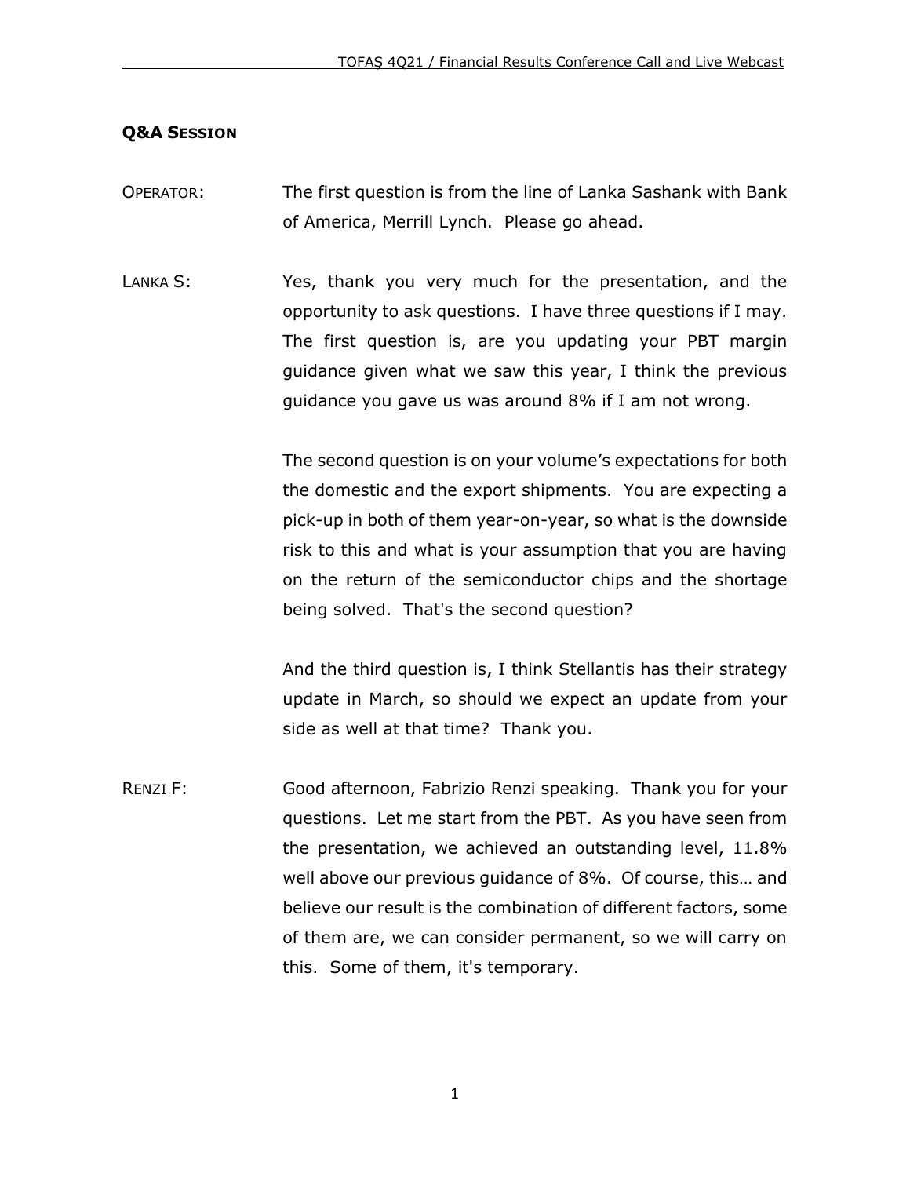## Q&A SESSION

OPERATOR: The first question is from the line of Lanka Sashank with Bank of America, Merrill Lynch. Please go ahead.

LANKA S: Yes, thank you very much for the presentation, and the opportunity to ask questions. I have three questions if I may. The first question is, are you updating your PBT margin guidance given what we saw this year, I think the previous guidance you gave us was around 8% if I am not wrong.

The second question is on your volume's expectations for both the domestic and the export shipments. You are expecting a pick-up in both of them year-on-year, so what is the downside risk to this and what is your assumption that you are having on the return of the semiconductor chips and the shortage being solved. That's the second question?

And the third question is, I think Stellantis has their strategy update in March, so should we expect an update from your side as well at that time? Thank you.

RENZI F: Good afternoon, Fabrizio Renzi speaking. Thank you for your questions. Let me start from the PBT. As you have seen from the presentation, we achieved an outstanding level, 11.8% well above our previous guidance of 8%. Of course, this… and believe our result is the combination of different factors, some of them are, we can consider permanent, so we will carry on this. Some of them, it's temporary.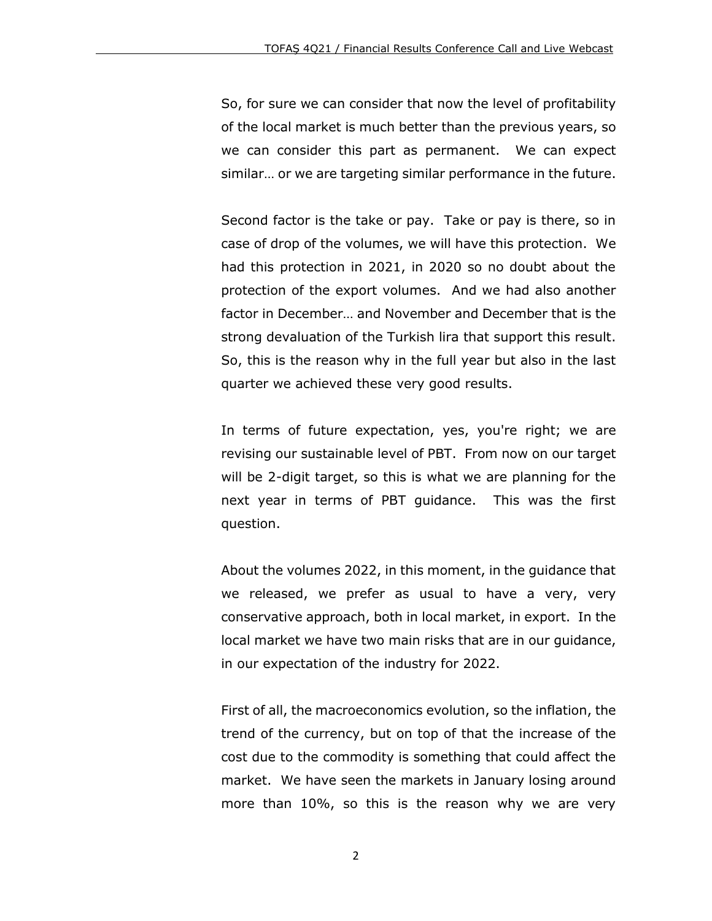So, for sure we can consider that now the level of profitability of the local market is much better than the previous years, so we can consider this part as permanent. We can expect similar… or we are targeting similar performance in the future.

Second factor is the take or pay. Take or pay is there, so in case of drop of the volumes, we will have this protection. We had this protection in 2021, in 2020 so no doubt about the protection of the export volumes. And we had also another factor in December… and November and December that is the strong devaluation of the Turkish lira that support this result. So, this is the reason why in the full year but also in the last quarter we achieved these very good results.

In terms of future expectation, yes, you're right; we are revising our sustainable level of PBT. From now on our target will be 2-digit target, so this is what we are planning for the next year in terms of PBT guidance. This was the first question.

About the volumes 2022, in this moment, in the guidance that we released, we prefer as usual to have a very, very conservative approach, both in local market, in export. In the local market we have two main risks that are in our guidance, in our expectation of the industry for 2022.

First of all, the macroeconomics evolution, so the inflation, the trend of the currency, but on top of that the increase of the cost due to the commodity is something that could affect the market. We have seen the markets in January losing around more than 10%, so this is the reason why we are very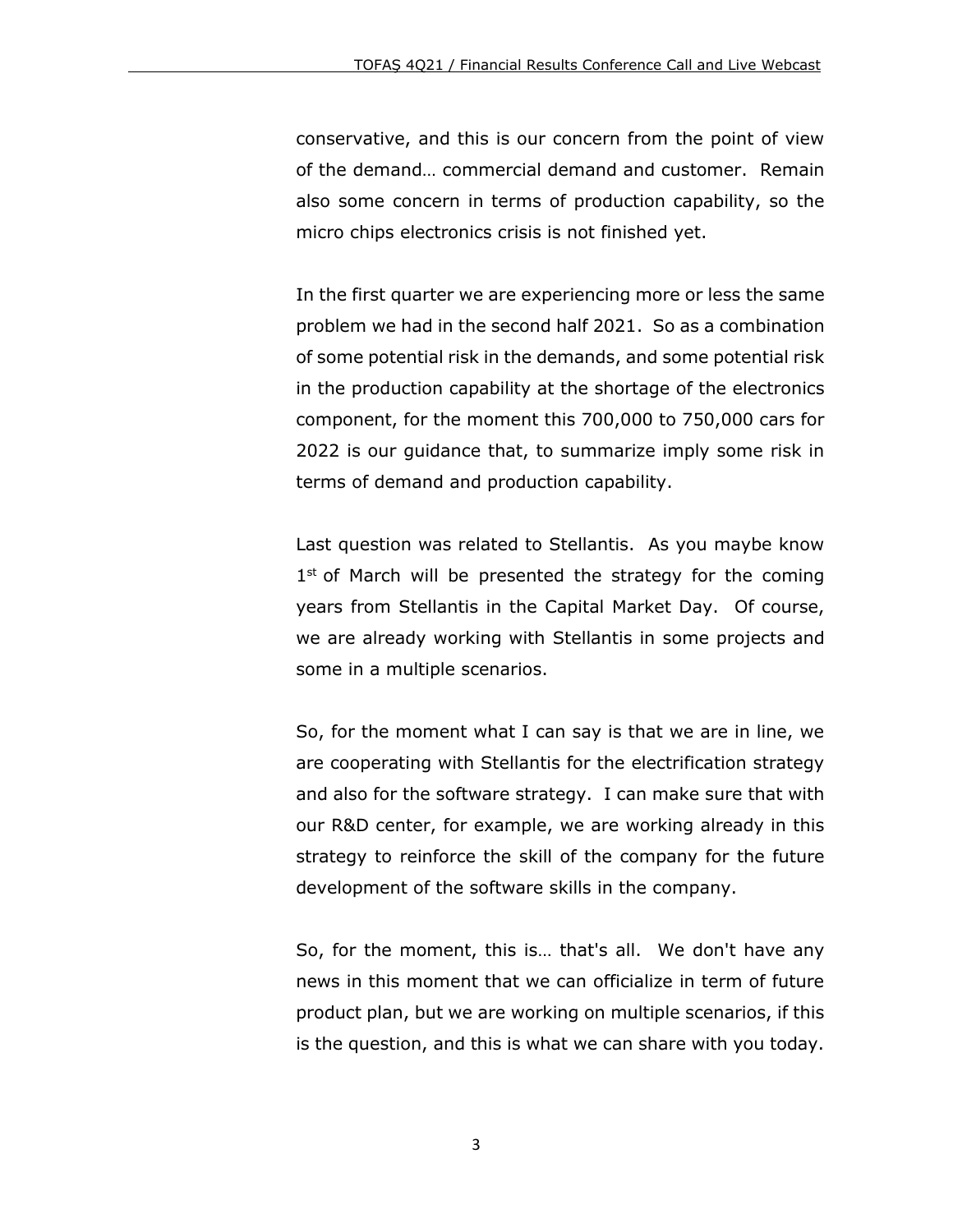conservative, and this is our concern from the point of view of the demand… commercial demand and customer. Remain also some concern in terms of production capability, so the micro chips electronics crisis is not finished yet.

In the first quarter we are experiencing more or less the same problem we had in the second half 2021. So as a combination of some potential risk in the demands, and some potential risk in the production capability at the shortage of the electronics component, for the moment this 700,000 to 750,000 cars for 2022 is our guidance that, to summarize imply some risk in terms of demand and production capability.

Last question was related to Stellantis. As you maybe know 1st of March will be presented the strategy for the coming years from Stellantis in the Capital Market Day. Of course, we are already working with Stellantis in some projects and some in a multiple scenarios.

So, for the moment what I can say is that we are in line, we are cooperating with Stellantis for the electrification strategy and also for the software strategy. I can make sure that with our R&D center, for example, we are working already in this strategy to reinforce the skill of the company for the future development of the software skills in the company.

So, for the moment, this is… that's all. We don't have any news in this moment that we can officialize in term of future product plan, but we are working on multiple scenarios, if this is the question, and this is what we can share with you today.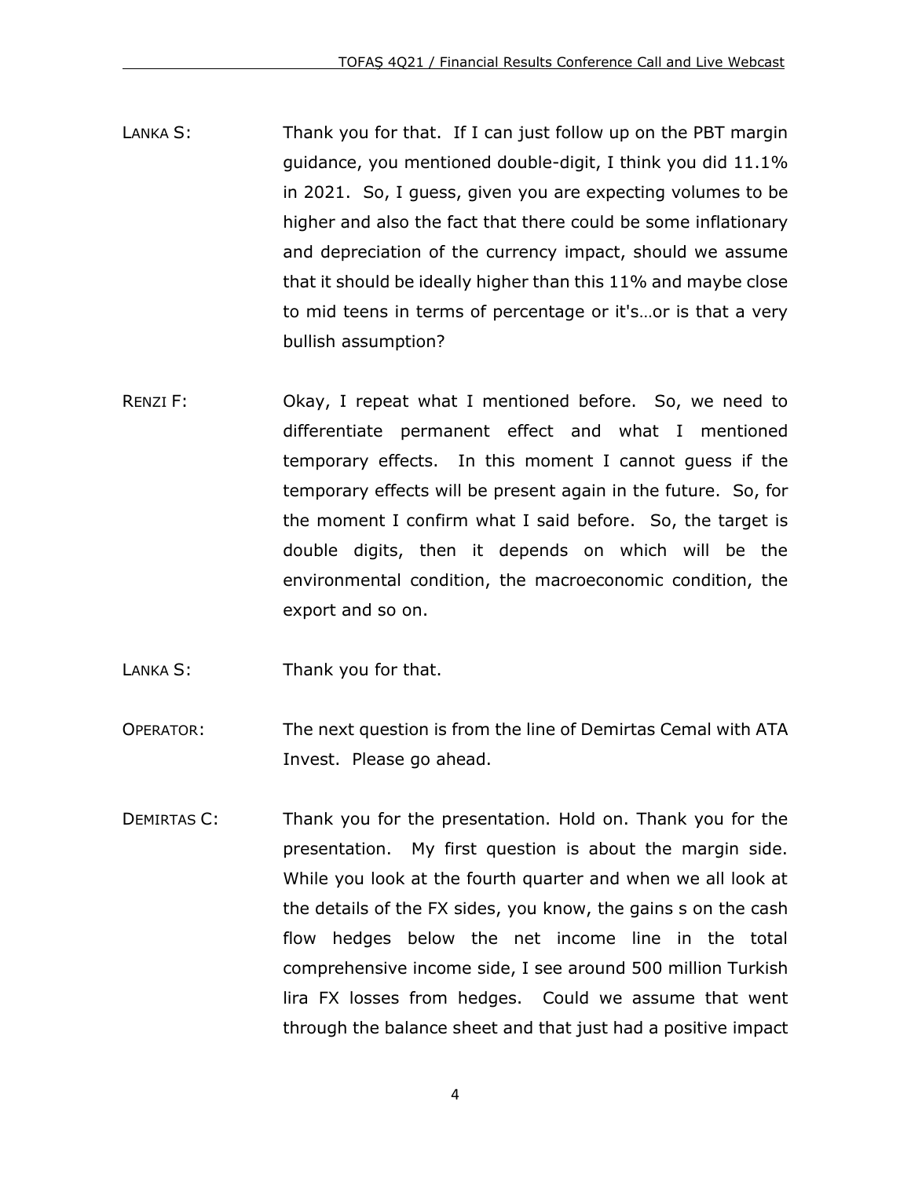LANKA S: Thank you for that. If I can just follow up on the PBT margin guidance, you mentioned double-digit, I think you did 11.1% in 2021. So, I guess, given you are expecting volumes to be higher and also the fact that there could be some inflationary and depreciation of the currency impact, should we assume that it should be ideally higher than this 11% and maybe close to mid teens in terms of percentage or it's…or is that a very bullish assumption?

RENZI F: Okay, I repeat what I mentioned before. So, we need to differentiate permanent effect and what I mentioned temporary effects. In this moment I cannot guess if the temporary effects will be present again in the future. So, for the moment I confirm what I said before. So, the target is double digits, then it depends on which will be the environmental condition, the macroeconomic condition, the export and so on.

LANKA S: Thank you for that.

OPERATOR: The next question is from the line of Demirtas Cemal with ATA Invest. Please go ahead.

DEMIRTAS C: Thank you for the presentation. Hold on. Thank you for the presentation. My first question is about the margin side. While you look at the fourth quarter and when we all look at the details of the FX sides, you know, the gains s on the cash flow hedges below the net income line in the total comprehensive income side, I see around 500 million Turkish lira FX losses from hedges. Could we assume that went through the balance sheet and that just had a positive impact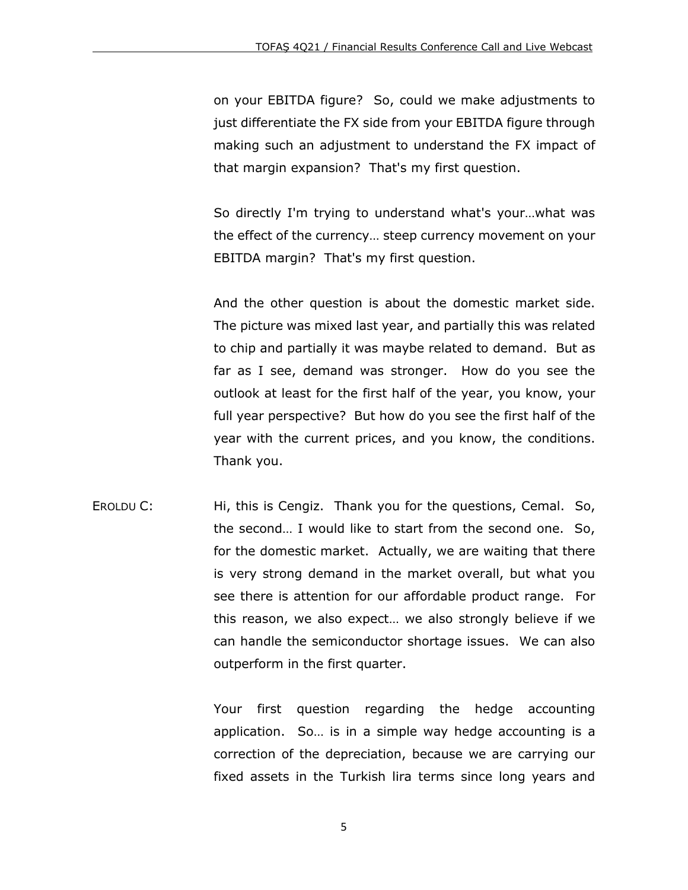on your EBITDA figure? So, could we make adjustments to just differentiate the FX side from your EBITDA figure through making such an adjustment to understand the FX impact of that margin expansion? That's my first question.

So directly I'm trying to understand what's your…what was the effect of the currency… steep currency movement on your EBITDA margin? That's my first question.

And the other question is about the domestic market side. The picture was mixed last year, and partially this was related to chip and partially it was maybe related to demand. But as far as I see, demand was stronger. How do you see the outlook at least for the first half of the year, you know, your full year perspective? But how do you see the first half of the year with the current prices, and you know, the conditions. Thank you.

EROLDU C: Hi, this is Cengiz. Thank you for the questions, Cemal. So, the second… I would like to start from the second one. So, for the domestic market. Actually, we are waiting that there is very strong demand in the market overall, but what you see there is attention for our affordable product range. For this reason, we also expect… we also strongly believe if we can handle the semiconductor shortage issues. We can also outperform in the first quarter.

Your first question regarding the hedge accounting application. So… is in a simple way hedge accounting is a correction of the depreciation, because we are carrying our fixed assets in the Turkish lira terms since long years and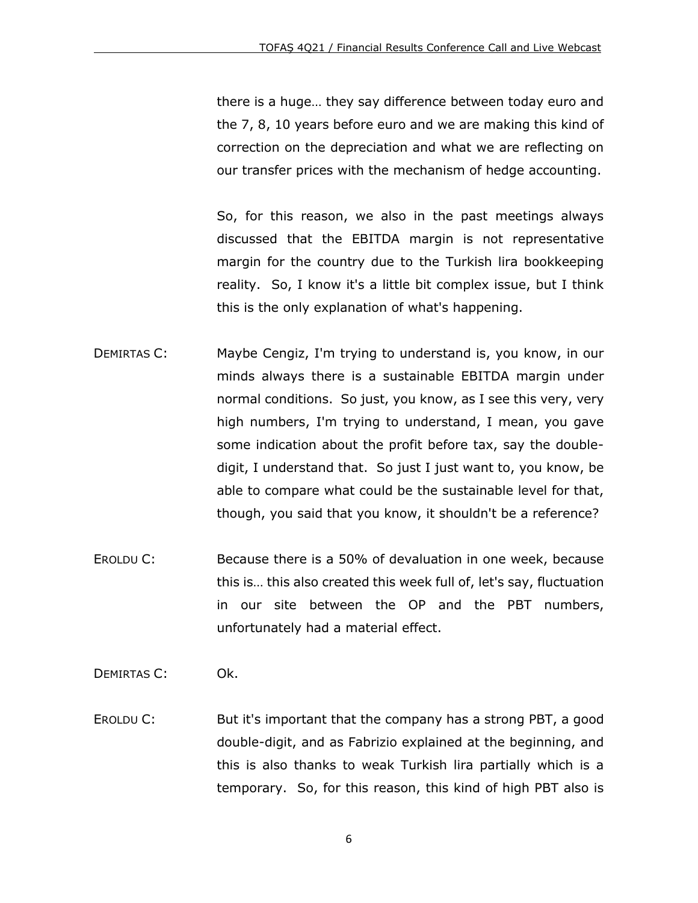there is a huge… they say difference between today euro and the 7, 8, 10 years before euro and we are making this kind of correction on the depreciation and what we are reflecting on our transfer prices with the mechanism of hedge accounting.

So, for this reason, we also in the past meetings always discussed that the EBITDA margin is not representative margin for the country due to the Turkish lira bookkeeping reality. So, I know it's a little bit complex issue, but I think this is the only explanation of what's happening.

DEMIRTAS C: Maybe Cengiz, I'm trying to understand is, you know, in our minds always there is a sustainable EBITDA margin under normal conditions. So just, you know, as I see this very, very high numbers, I'm trying to understand, I mean, you gave some indication about the profit before tax, say the double-digit, I understand that. So just I just want to, you know, be able to compare what could be the sustainable level for that, though, you said that you know, it shouldn't be a reference?

EROLDU C: Because there is a 50% of devaluation in one week, because this is… this also created this week full of, let's say, fluctuation in our site between the OP and the PBT numbers, unfortunately had a material effect.

DEMIRTAS C: Ok.

EROLDU C: But it's important that the company has a strong PBT, a good double-digit, and as Fabrizio explained at the beginning, and this is also thanks to weak Turkish lira partially which is a temporary. So, for this reason, this kind of high PBT also is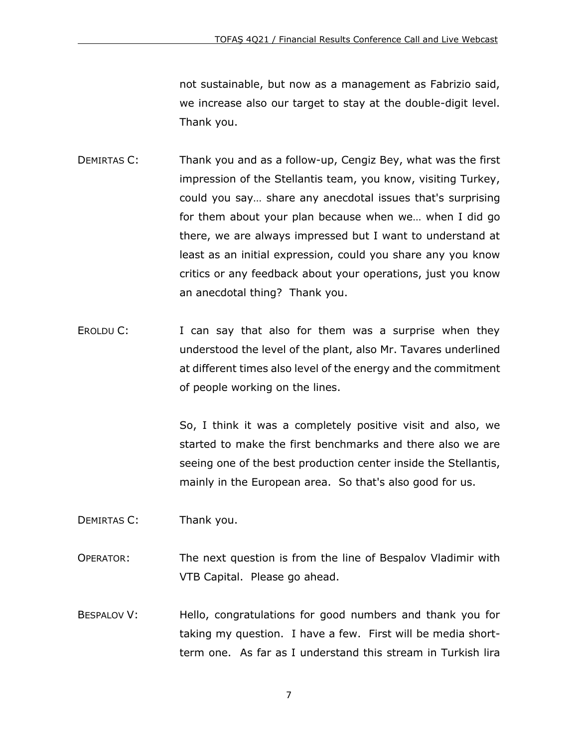not sustainable, but now as a management as Fabrizio said, we increase also our target to stay at the double-digit level. Thank you.

DEMIRTAS C: Thank you and as a follow-up, Cengiz Bey, what was the first impression of the Stellantis team, you know, visiting Turkey, could you say… share any anecdotal issues that's surprising for them about your plan because when we… when I did go there, we are always impressed but I want to understand at least as an initial expression, could you share any you know critics or any feedback about your operations, just you know an anecdotal thing? Thank you.

EROLDU C: I can say that also for them was a surprise when they understood the level of the plant, also Mr. Tavares underlined at different times also level of the energy and the commitment of people working on the lines.

So, I think it was a completely positive visit and also, we started to make the first benchmarks and there also we are seeing one of the best production center inside the Stellantis, mainly in the European area. So that's also good for us.

DEMIRTAS C: Thank you.

OPERATOR: The next question is from the line of Bespalov Vladimir with VTB Capital. Please go ahead.

BESPALOV V: Hello, congratulations for good numbers and thank you for taking my question. I have a few. First will be media short-term one. As far as I understand this stream in Turkish lira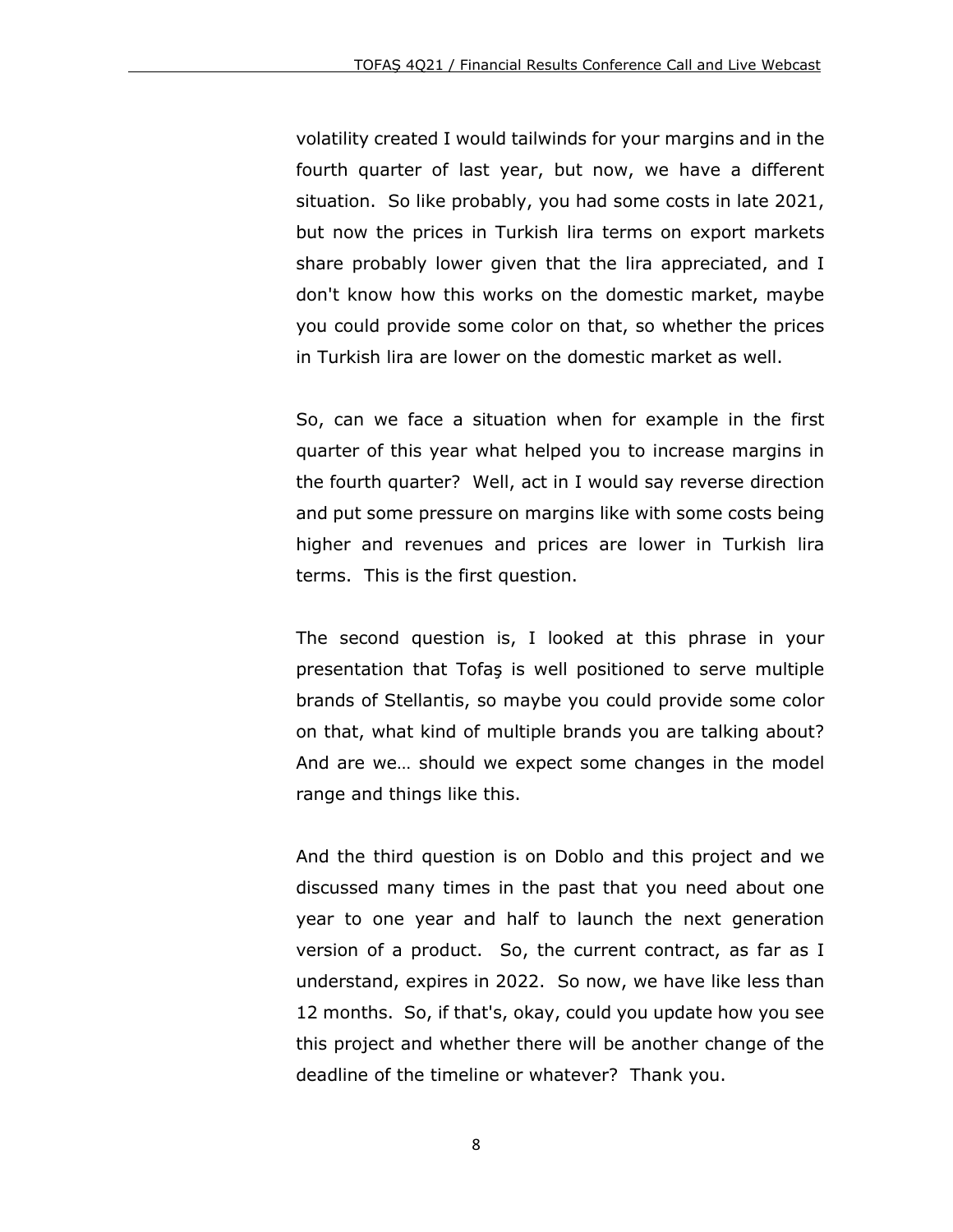volatility created I would tailwinds for your margins and in the fourth quarter of last year, but now, we have a different situation. So like probably, you had some costs in late 2021, but now the prices in Turkish lira terms on export markets share probably lower given that the lira appreciated, and I don't know how this works on the domestic market, maybe you could provide some color on that, so whether the prices in Turkish lira are lower on the domestic market as well.

So, can we face a situation when for example in the first quarter of this year what helped you to increase margins in the fourth quarter? Well, act in I would say reverse direction and put some pressure on margins like with some costs being higher and revenues and prices are lower in Turkish lira terms. This is the first question.

The second question is, I looked at this phrase in your presentation that Tofaş is well positioned to serve multiple brands of Stellantis, so maybe you could provide some color on that, what kind of multiple brands you are talking about? And are we… should we expect some changes in the model range and things like this.

And the third question is on Doblo and this project and we discussed many times in the past that you need about one year to one year and half to launch the next generation version of a product. So, the current contract, as far as I understand, expires in 2022. So now, we have like less than 12 months. So, if that's, okay, could you update how you see this project and whether there will be another change of the deadline of the timeline or whatever? Thank you.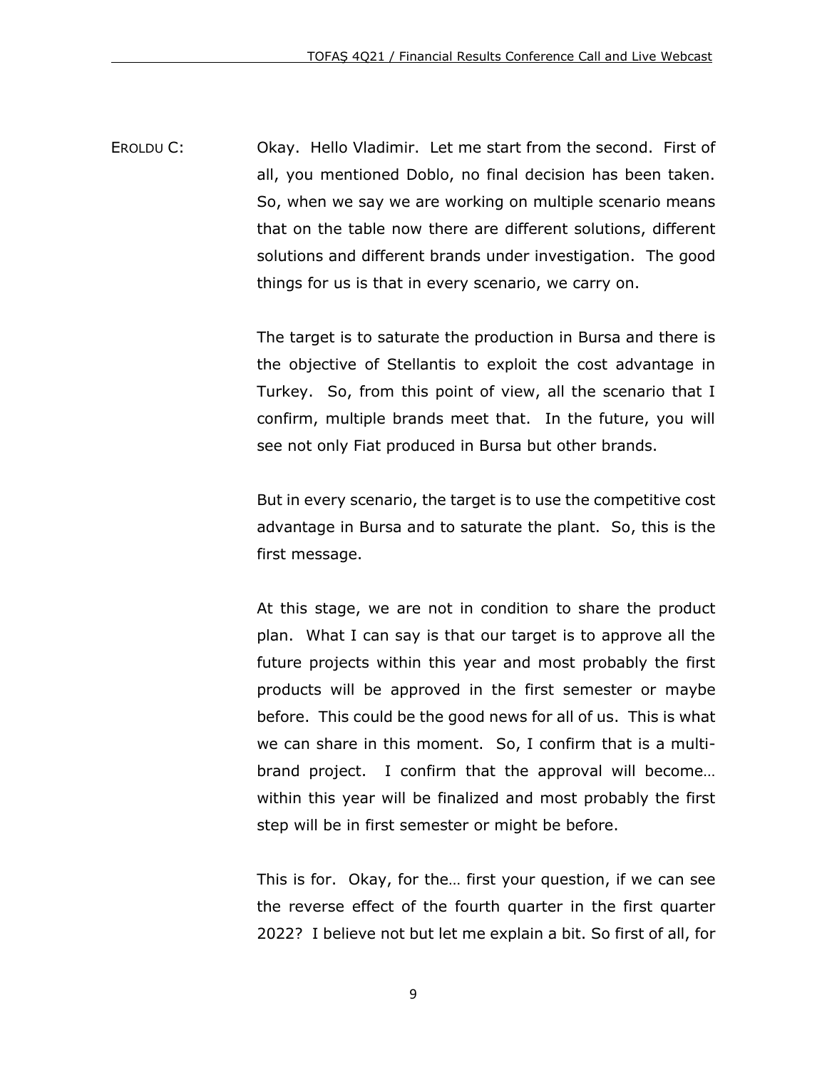EROLDU C: Okay. Hello Vladimir. Let me start from the second. First of all, you mentioned Doblo, no final decision has been taken. So, when we say we are working on multiple scenario means that on the table now there are different solutions, different solutions and different brands under investigation. The good things for us is that in every scenario, we carry on.

The target is to saturate the production in Bursa and there is the objective of Stellantis to exploit the cost advantage in Turkey. So, from this point of view, all the scenario that I confirm, multiple brands meet that. In the future, you will see not only Fiat produced in Bursa but other brands.

But in every scenario, the target is to use the competitive cost advantage in Bursa and to saturate the plant. So, this is the first message.

At this stage, we are not in condition to share the product plan. What I can say is that our target is to approve all the future projects within this year and most probably the first products will be approved in the first semester or maybe before. This could be the good news for all of us. This is what we can share in this moment. So, I confirm that is a multi-brand project. I confirm that the approval will become… within this year will be finalized and most probably the first step will be in first semester or might be before.

This is for. Okay, for the… first your question, if we can see the reverse effect of the fourth quarter in the first quarter 2022? I believe not but let me explain a bit. So first of all, for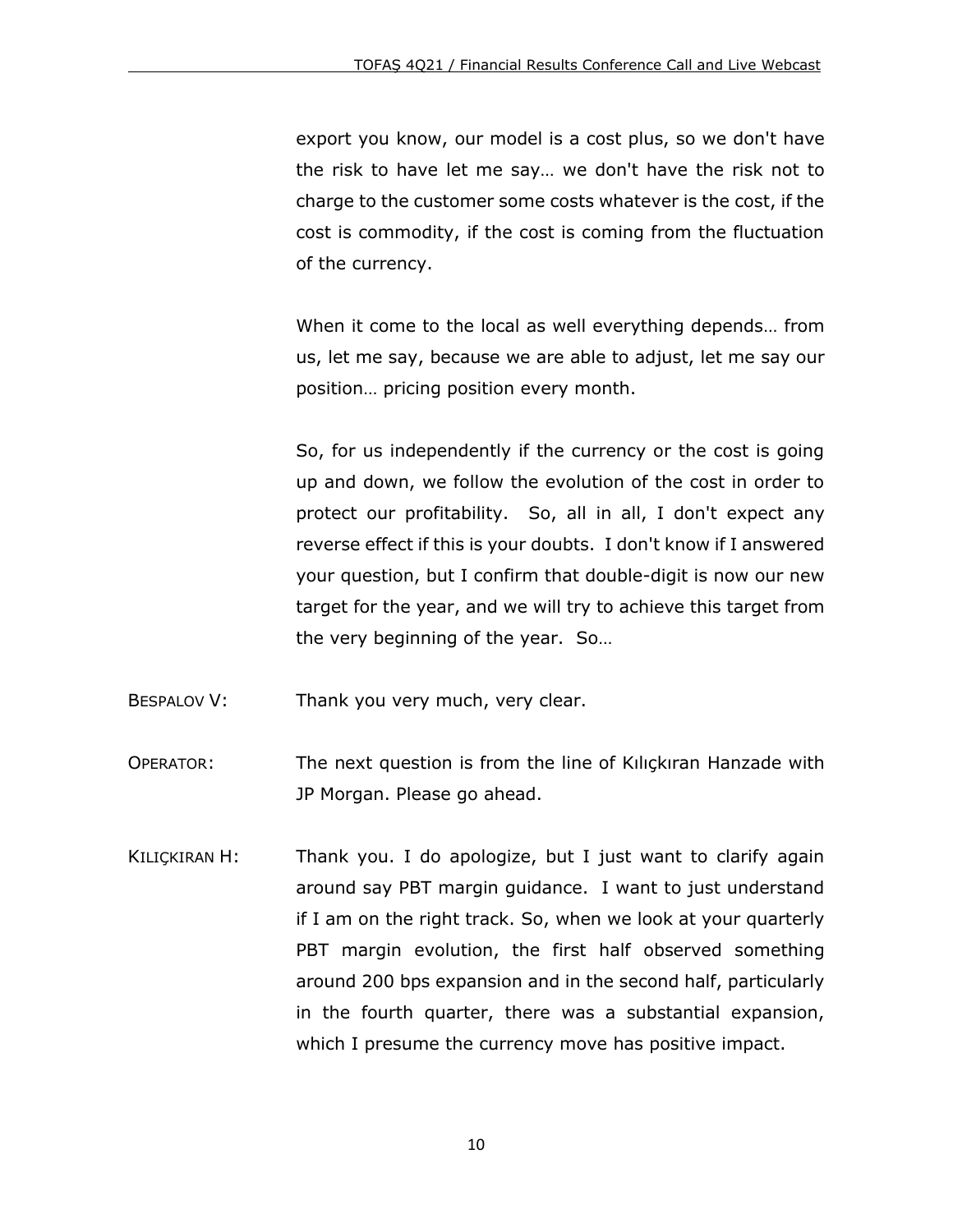export you know, our model is a cost plus, so we don't have the risk to have let me say… we don't have the risk not to charge to the customer some costs whatever is the cost, if the cost is commodity, if the cost is coming from the fluctuation of the currency.

When it come to the local as well everything depends… from us, let me say, because we are able to adjust, let me say our position… pricing position every month.

So, for us independently if the currency or the cost is going up and down, we follow the evolution of the cost in order to protect our profitability. So, all in all, I don't expect any reverse effect if this is your doubts. I don't know if I answered your question, but I confirm that double-digit is now our new target for the year, and we will try to achieve this target from the very beginning of the year. So…

BESPALOV V: Thank you very much, very clear.

OPERATOR: The next question is from the line of Kılıçkıran Hanzade with JP Morgan. Please go ahead.

KILIÇKIRAN H: Thank you. I do apologize, but I just want to clarify again around say PBT margin guidance. I want to just understand if I am on the right track. So, when we look at your quarterly PBT margin evolution, the first half observed something around 200 bps expansion and in the second half, particularly in the fourth quarter, there was a substantial expansion, which I presume the currency move has positive impact.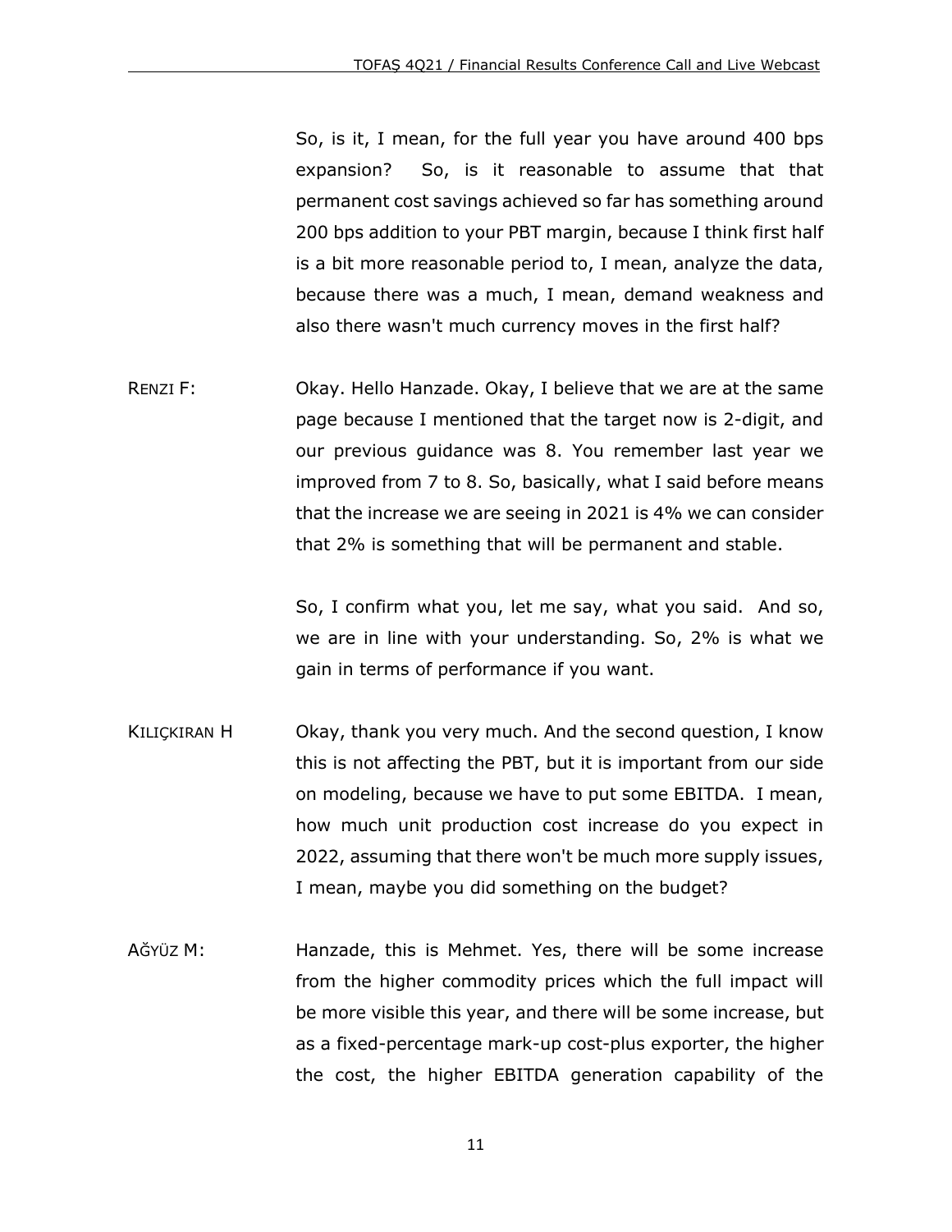So, is it, I mean, for the full year you have around 400 bps expansion? So, is it reasonable to assume that that permanent cost savings achieved so far has something around 200 bps addition to your PBT margin, because I think first half is a bit more reasonable period to, I mean, analyze the data, because there was a much, I mean, demand weakness and also there wasn't much currency moves in the first half?

RENZI F: Okay. Hello Hanzade. Okay, I believe that we are at the same page because I mentioned that the target now is 2-digit, and our previous guidance was 8. You remember last year we improved from 7 to 8. So, basically, what I said before means that the increase we are seeing in 2021 is 4% we can consider that 2% is something that will be permanent and stable.

So, I confirm what you, let me say, what you said. And so, we are in line with your understanding. So, 2% is what we gain in terms of performance if you want.

KILIÇKIRAN H: Okay, thank you very much. And the second question, I know this is not affecting the PBT, but it is important from our side on modeling, because we have to put some EBITDA. I mean, how much unit production cost increase do you expect in 2022, assuming that there won't be much more supply issues, I mean, maybe you did something on the budget?

AĞYÜZ M: Hanzade, this is Mehmet. Yes, there will be some increase from the higher commodity prices which the full impact will be more visible this year, and there will be some increase, but as a fixed-percentage mark-up cost-plus exporter, the higher the cost, the higher EBITDA generation capability of the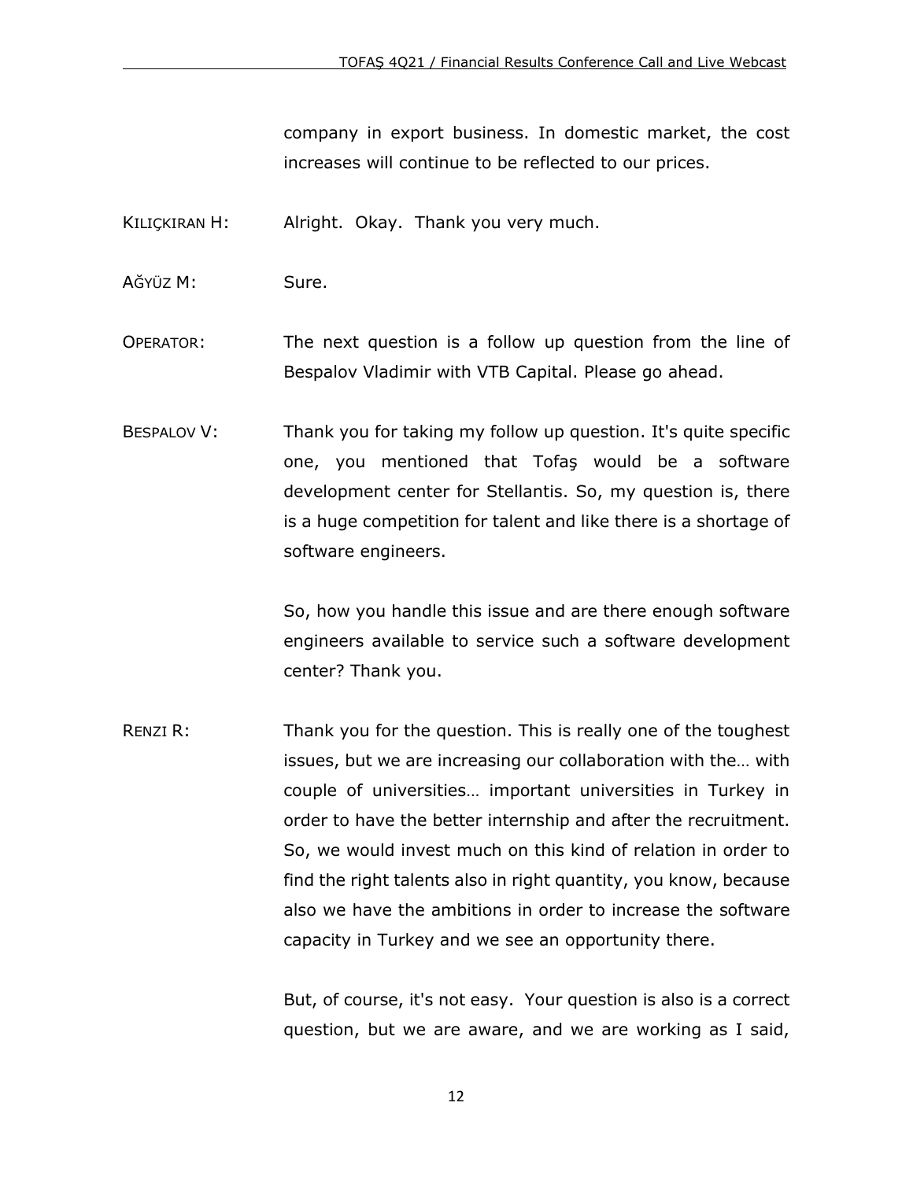company in export business. In domestic market, the cost increases will continue to be reflected to our prices.

KILIÇKIRAN H: Alright. Okay. Thank you very much.

AĞYÜZ M: Sure.

OPERATOR: The next question is a follow up question from the line of Bespalov Vladimir with VTB Capital. Please go ahead.

BESPALOV V: Thank you for taking my follow up question. It's quite specific one, you mentioned that Tofaş would be a software development center for Stellantis. So, my question is, there is a huge competition for talent and like there is a shortage of software engineers.

So, how you handle this issue and are there enough software engineers available to service such a software development center? Thank you.

RENZI R: Thank you for the question. This is really one of the toughest issues, but we are increasing our collaboration with the… with couple of universities… important universities in Turkey in order to have the better internship and after the recruitment. So, we would invest much on this kind of relation in order to find the right talents also in right quantity, you know, because also we have the ambitions in order to increase the software capacity in Turkey and we see an opportunity there.

But, of course, it's not easy. Your question is also is a correct question, but we are aware, and we are working as I said,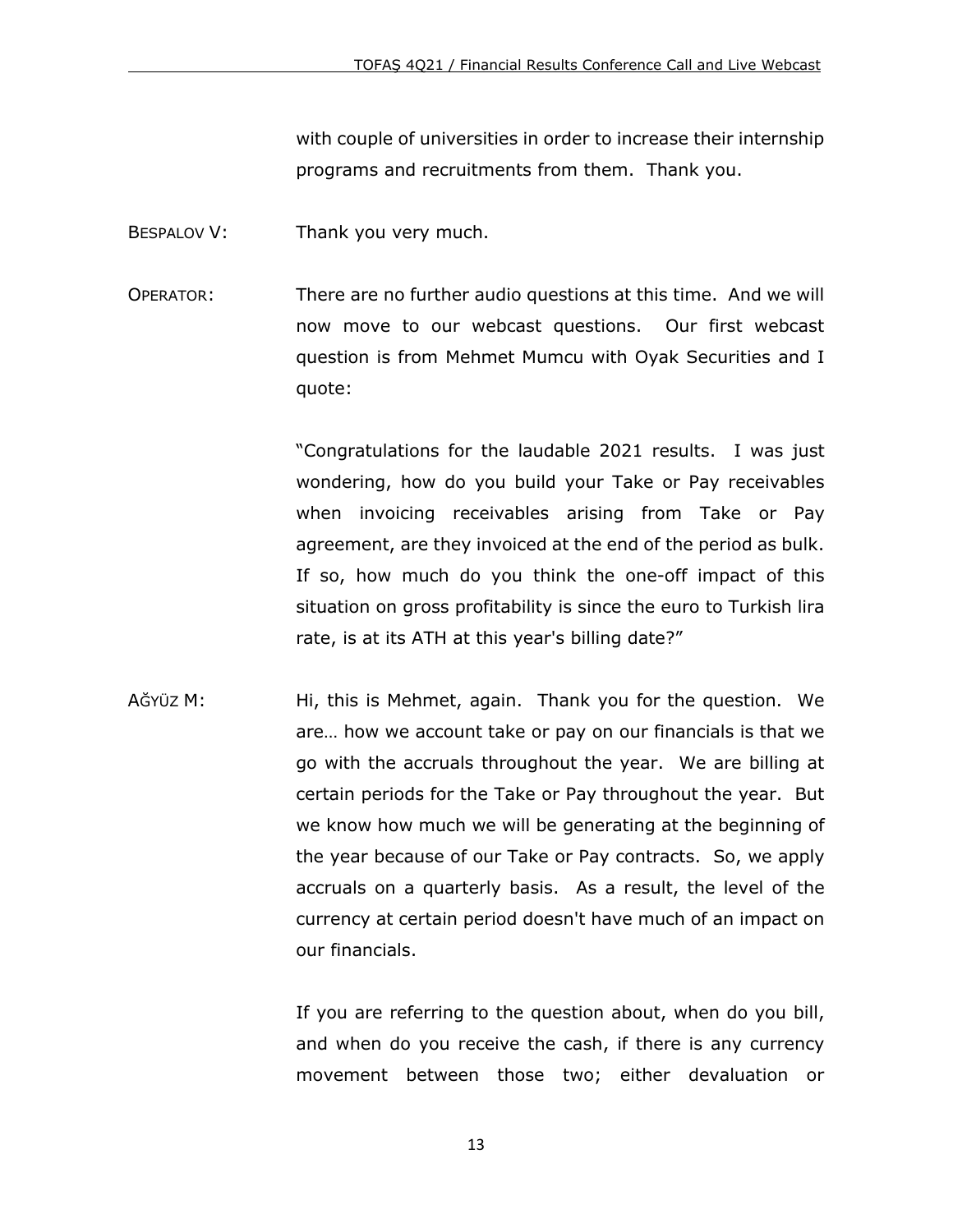with couple of universities in order to increase their internship programs and recruitments from them. Thank you.

BESPALOV V: Thank you very much.

OPERATOR: There are no further audio questions at this time. And we will now move to our webcast questions. Our first webcast question is from Mehmet Mumcu with Oyak Securities and I quote:

"Congratulations for the laudable 2021 results. I was just wondering, how do you build your Take or Pay receivables when invoicing receivables arising from Take or Pay agreement, are they invoiced at the end of the period as bulk. If so, how much do you think the one-off impact of this situation on gross profitability is since the euro to Turkish lira rate, is at its ATH at this year's billing date?"

AĞYÜZ M: Hi, this is Mehmet, again. Thank you for the question. We are… how we account take or pay on our financials is that we go with the accruals throughout the year. We are billing at certain periods for the Take or Pay throughout the year. But we know how much we will be generating at the beginning of the year because of our Take or Pay contracts. So, we apply accruals on a quarterly basis. As a result, the level of the currency at certain period doesn't have much of an impact on our financials.

If you are referring to the question about, when do you bill, and when do you receive the cash, if there is any currency movement between those two; either devaluation or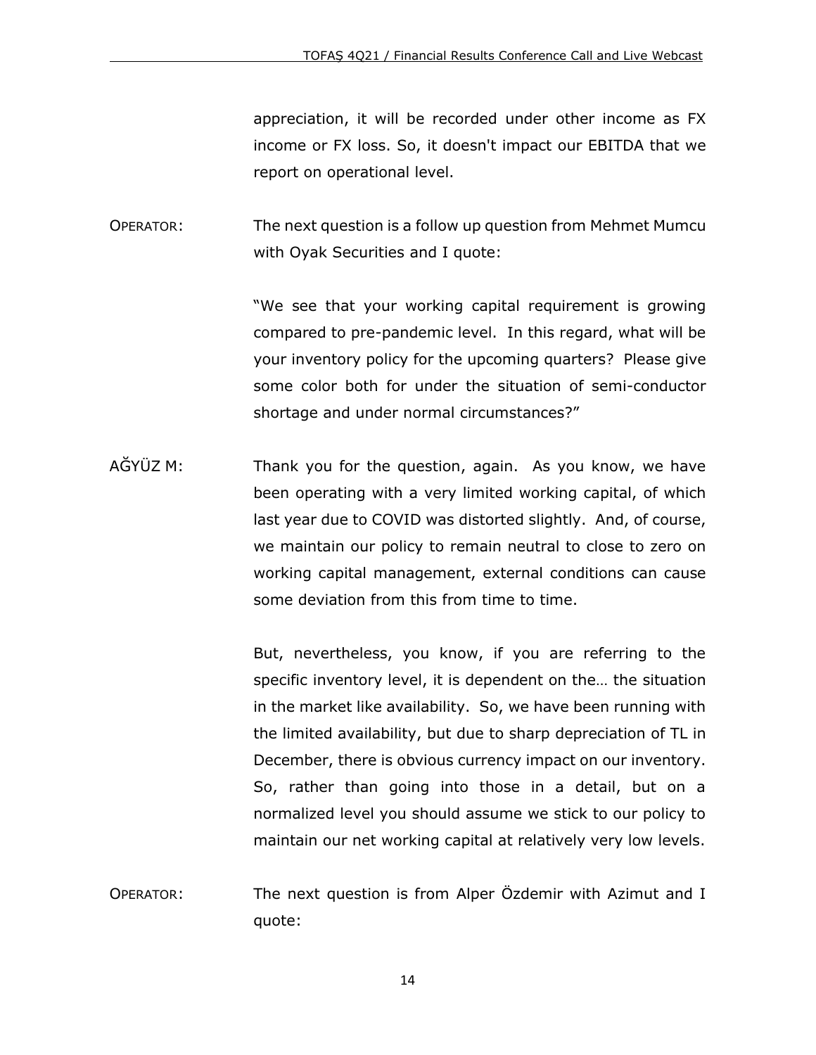appreciation, it will be recorded under other income as FX income or FX loss. So, it doesn't impact our EBITDA that we report on operational level.

OPERATOR: The next question is a follow up question from Mehmet Mumcu with Oyak Securities and I quote:

"We see that your working capital requirement is growing compared to pre-pandemic level. In this regard, what will be your inventory policy for the upcoming quarters? Please give some color both for under the situation of semi-conductor shortage and under normal circumstances?"

AĞYÜZ M: Thank you for the question, again. As you know, we have been operating with a very limited working capital, of which last year due to COVID was distorted slightly. And, of course, we maintain our policy to remain neutral to close to zero on working capital management, external conditions can cause some deviation from this from time to time.

But, nevertheless, you know, if you are referring to the specific inventory level, it is dependent on the… the situation in the market like availability. So, we have been running with the limited availability, but due to sharp depreciation of TL in December, there is obvious currency impact on our inventory. So, rather than going into those in a detail, but on a normalized level you should assume we stick to our policy to maintain our net working capital at relatively very low levels.

OPERATOR: The next question is from Alper Özdemir with Azimut and I quote: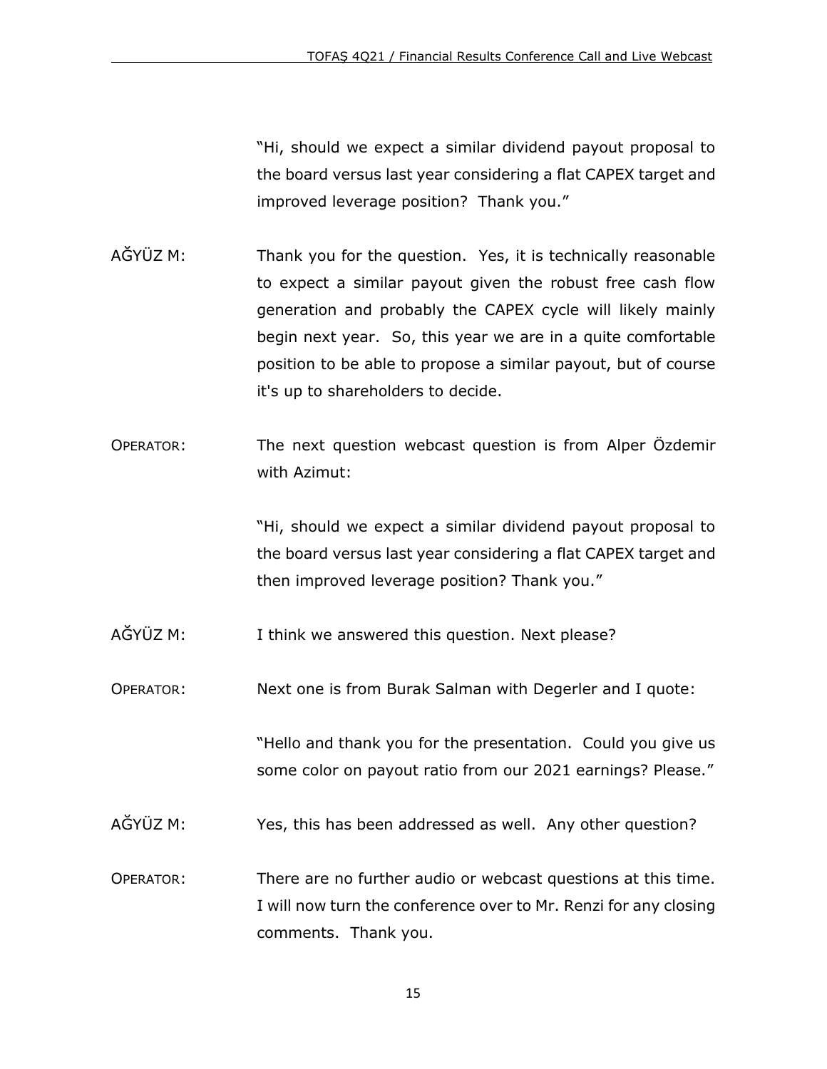"Hi, should we expect a similar dividend payout proposal to the board versus last year considering a flat CAPEX target and improved leverage position? Thank you."

AĞYÜZ M: Thank you for the question. Yes, it is technically reasonable to expect a similar payout given the robust free cash flow generation and probably the CAPEX cycle will likely mainly begin next year. So, this year we are in a quite comfortable position to be able to propose a similar payout, but of course it's up to shareholders to decide.

OPERATOR: The next question webcast question is from Alper Özdemir with Azimut:

"Hi, should we expect a similar dividend payout proposal to the board versus last year considering a flat CAPEX target and then improved leverage position? Thank you."

AĞYÜZ M: I think we answered this question. Next please?

OPERATOR: Next one is from Burak Salman with Degerler and I quote:

"Hello and thank you for the presentation. Could you give us some color on payout ratio from our 2021 earnings? Please."

AĞYÜZ M: Yes, this has been addressed as well. Any other question?

OPERATOR: There are no further audio or webcast questions at this time. I will now turn the conference over to Mr. Renzi for any closing comments. Thank you.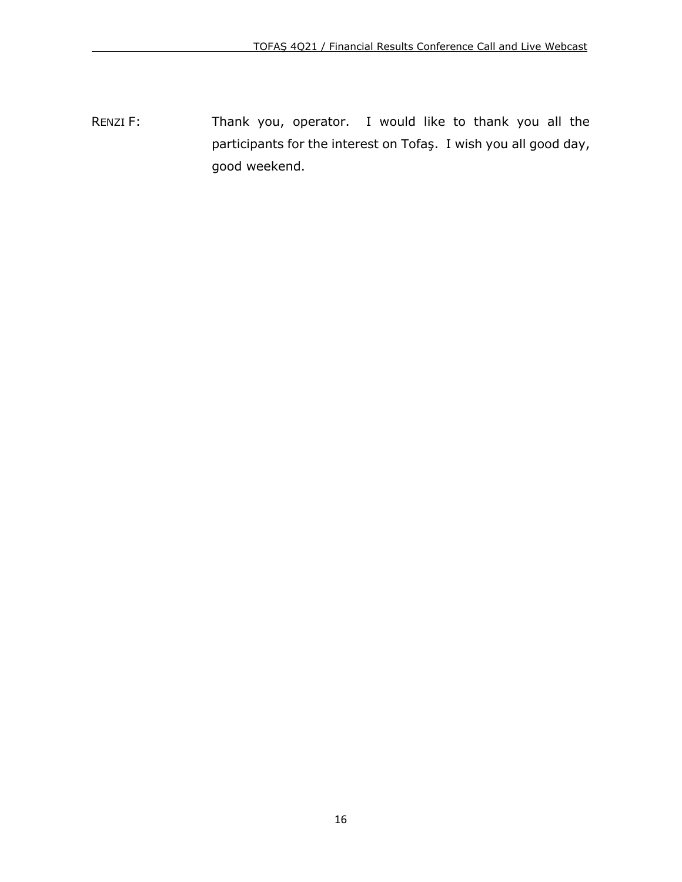RENZI F: Thank you, operator. I would like to thank you all the participants for the interest on Tofaş. I wish you all good day, good weekend.